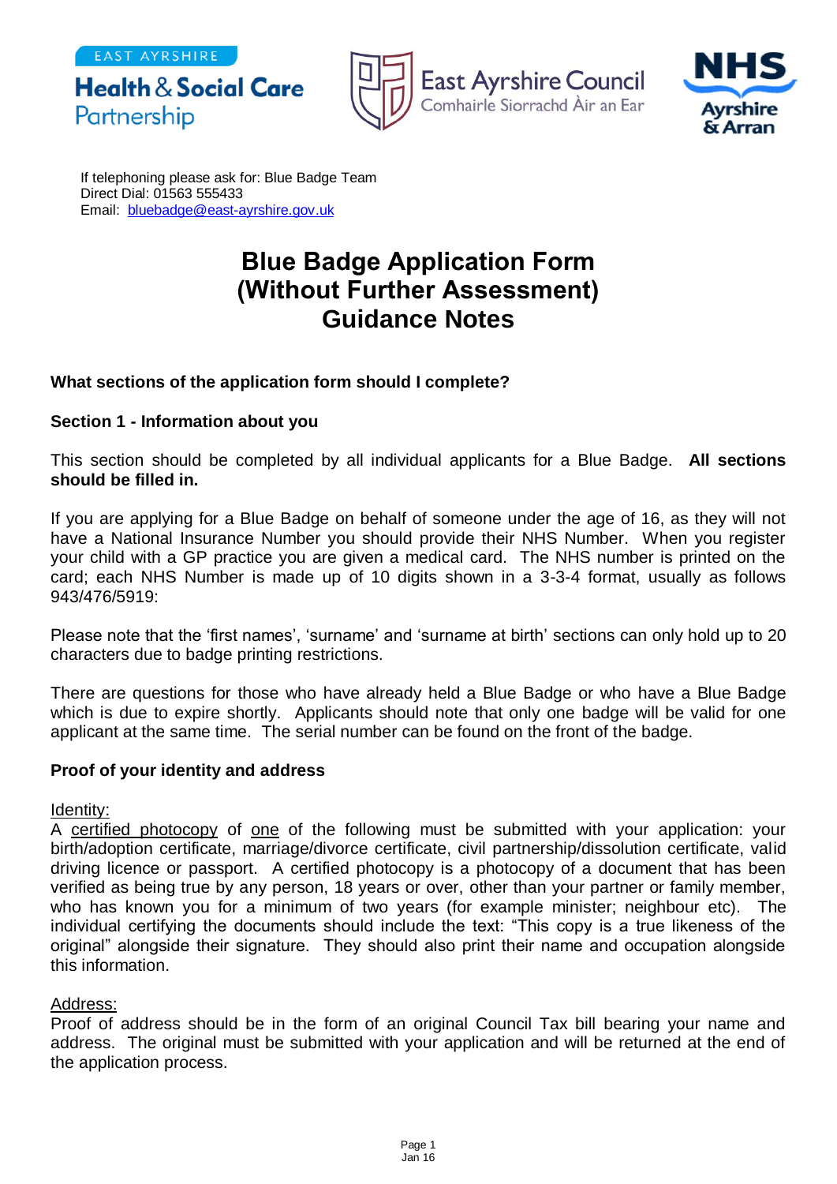EAST AYRSHIRE
**Health & Social Care** Partnership

East Ayrshire Council
Comhairle Siorrachd Àir an Ear

NHS Ayrshire & Arran

If telephoning please ask for: Blue Badge Team
Direct Dial: 01563 555433
Email: bluebadge@east-ayrshire.gov.uk

# Blue Badge Application Form (Without Further Assessment) Guidance Notes

**What sections of the application form should I complete?**

**Section 1 - Information about you**

This section should be completed by all individual applicants for a Blue Badge. **All sections should be filled in.**

If you are applying for a Blue Badge on behalf of someone under the age of 16, as they will not have a National Insurance Number you should provide their NHS Number. When you register your child with a GP practice you are given a medical card. The NHS number is printed on the card; each NHS Number is made up of 10 digits shown in a 3-3-4 format, usually as follows 943/476/5919:

Please note that the 'first names', 'surname' and 'surname at birth' sections can only hold up to 20 characters due to badge printing restrictions.

There are questions for those who have already held a Blue Badge or who have a Blue Badge which is due to expire shortly. Applicants should note that only one badge will be valid for one applicant at the same time. The serial number can be found on the front of the badge.

**Proof of your identity and address**

Identity:
A certified photocopy of one of the following must be submitted with your application: your birth/adoption certificate, marriage/divorce certificate, civil partnership/dissolution certificate, valid driving licence or passport. A certified photocopy is a photocopy of a document that has been verified as being true by any person, 18 years or over, other than your partner or family member, who has known you for a minimum of two years (for example minister; neighbour etc). The individual certifying the documents should include the text: "This copy is a true likeness of the original" alongside their signature. They should also print their name and occupation alongside this information.

Address:
Proof of address should be in the form of an original Council Tax bill bearing your name and address. The original must be submitted with your application and will be returned at the end of the application process.

Jan 16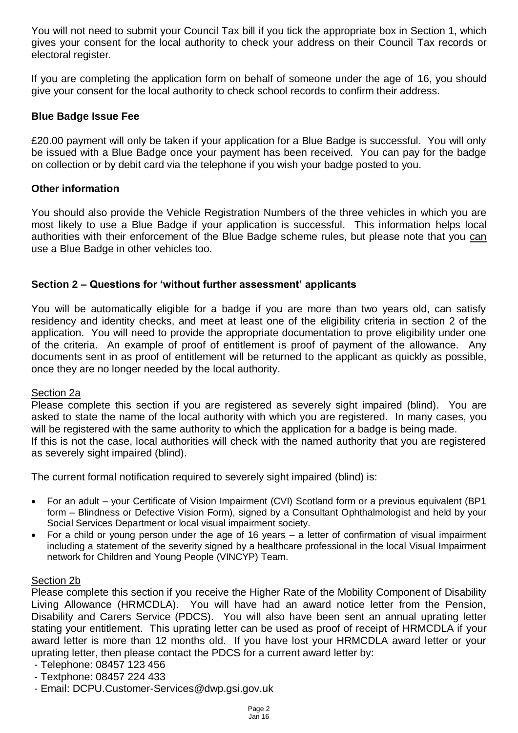You will not need to submit your Council Tax bill if you tick the appropriate box in Section 1, which gives your consent for the local authority to check your address on their Council Tax records or electoral register.

If you are completing the application form on behalf of someone under the age of 16, you should give your consent for the local authority to check school records to confirm their address.

### Blue Badge Issue Fee

£20.00 payment will only be taken if your application for a Blue Badge is successful. You will only be issued with a Blue Badge once your payment has been received. You can pay for the badge on collection or by debit card via the telephone if you wish your badge posted to you.

### Other information

You should also provide the Vehicle Registration Numbers of the three vehicles in which you are most likely to use a Blue Badge if your application is successful. This information helps local authorities with their enforcement of the Blue Badge scheme rules, but please note that you can use a Blue Badge in other vehicles too.

### Section 2 – Questions for 'without further assessment' applicants

You will be automatically eligible for a badge if you are more than two years old, can satisfy residency and identity checks, and meet at least one of the eligibility criteria in section 2 of the application. You will need to provide the appropriate documentation to prove eligibility under one of the criteria. An example of proof of entitlement is proof of payment of the allowance. Any documents sent in as proof of entitlement will be returned to the applicant as quickly as possible, once they are no longer needed by the local authority.

Section 2a

Please complete this section if you are registered as severely sight impaired (blind). You are asked to state the name of the local authority with which you are registered. In many cases, you will be registered with the same authority to which the application for a badge is being made.
If this is not the case, local authorities will check with the named authority that you are registered as severely sight impaired (blind).

The current formal notification required to severely sight impaired (blind) is:

- For an adult – your Certificate of Vision Impairment (CVI) Scotland form or a previous equivalent (BP1 form – Blindness or Defective Vision Form), signed by a Consultant Ophthalmologist and held by your Social Services Department or local visual impairment society.
- For a child or young person under the age of 16 years – a letter of confirmation of visual impairment including a statement of the severity signed by a healthcare professional in the local Visual Impairment network for Children and Young People (VINCYP) Team.

Section 2b

Please complete this section if you receive the Higher Rate of the Mobility Component of Disability Living Allowance (HRMCDLA). You will have had an award notice letter from the Pension, Disability and Carers Service (PDCS). You will also have been sent an annual uprating letter stating your entitlement. This uprating letter can be used as proof of receipt of HRMCDLA if your award letter is more than 12 months old. If you have lost your HRMCDLA award letter or your uprating letter, then please contact the PDCS for a current award letter by:

- Telephone: 08457 123 456
- Textphone: 08457 224 433
- Email: DCPU.Customer-Services@dwp.gsi.gov.uk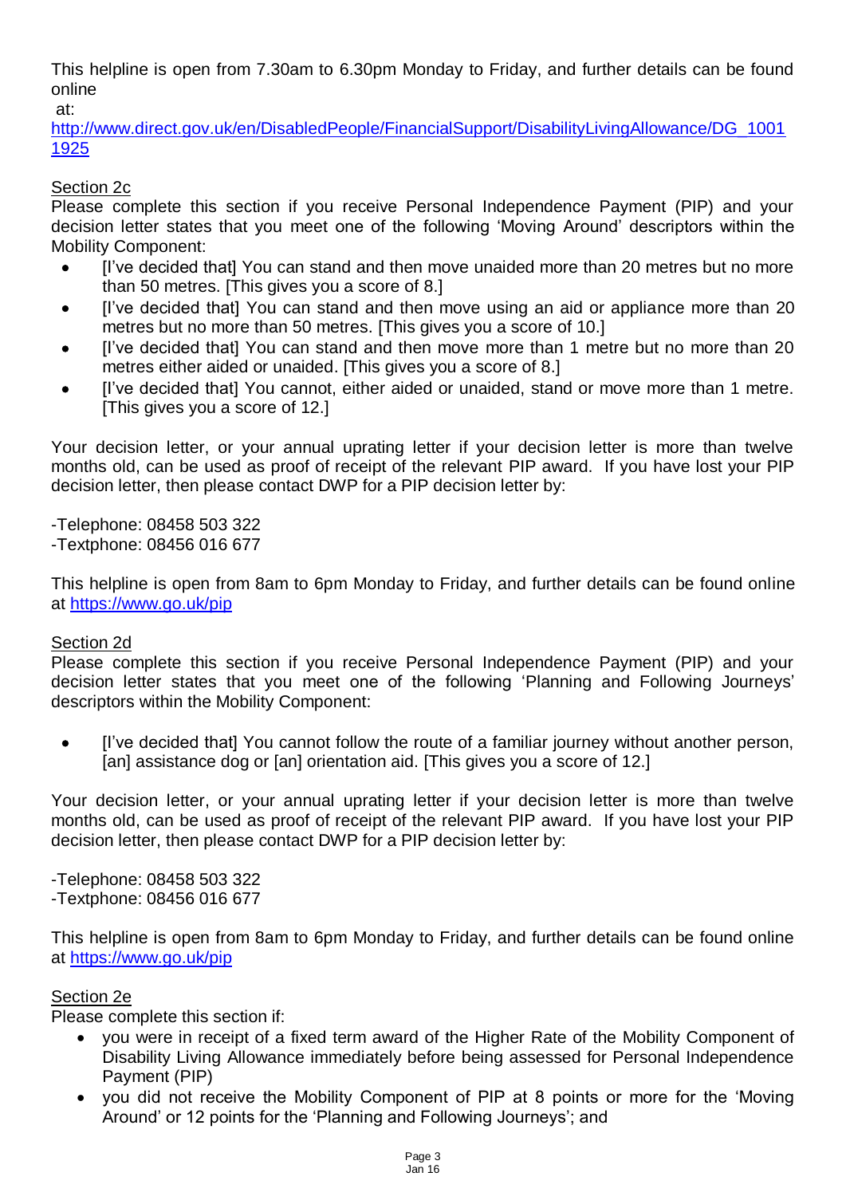This helpline is open from 7.30am to 6.30pm Monday to Friday, and further details can be found online at: http://www.direct.gov.uk/en/DisabledPeople/FinancialSupport/DisabilityLivingAllowance/DG_10011925

Section 2c

Please complete this section if you receive Personal Independence Payment (PIP) and your decision letter states that you meet one of the following 'Moving Around' descriptors within the Mobility Component:

- [I've decided that] You can stand and then move unaided more than 20 metres but no more than 50 metres. [This gives you a score of 8.]
- [I've decided that] You can stand and then move using an aid or appliance more than 20 metres but no more than 50 metres. [This gives you a score of 10.]
- [I've decided that] You can stand and then move more than 1 metre but no more than 20 metres either aided or unaided. [This gives you a score of 8.]
- [I've decided that] You cannot, either aided or unaided, stand or move more than 1 metre. [This gives you a score of 12.]

Your decision letter, or your annual uprating letter if your decision letter is more than twelve months old, can be used as proof of receipt of the relevant PIP award. If you have lost your PIP decision letter, then please contact DWP for a PIP decision letter by:

-Telephone: 08458 503 322
-Textphone: 08456 016 677

This helpline is open from 8am to 6pm Monday to Friday, and further details can be found online at https://www.go.uk/pip

Section 2d

Please complete this section if you receive Personal Independence Payment (PIP) and your decision letter states that you meet one of the following 'Planning and Following Journeys' descriptors within the Mobility Component:

- [I've decided that] You cannot follow the route of a familiar journey without another person, [an] assistance dog or [an] orientation aid. [This gives you a score of 12.]

Your decision letter, or your annual uprating letter if your decision letter is more than twelve months old, can be used as proof of receipt of the relevant PIP award. If you have lost your PIP decision letter, then please contact DWP for a PIP decision letter by:

-Telephone: 08458 503 322
-Textphone: 08456 016 677

This helpline is open from 8am to 6pm Monday to Friday, and further details can be found online at https://www.go.uk/pip

Section 2e

Please complete this section if:

- you were in receipt of a fixed term award of the Higher Rate of the Mobility Component of Disability Living Allowance immediately before being assessed for Personal Independence Payment (PIP)
- you did not receive the Mobility Component of PIP at 8 points or more for the 'Moving Around' or 12 points for the 'Planning and Following Journeys'; and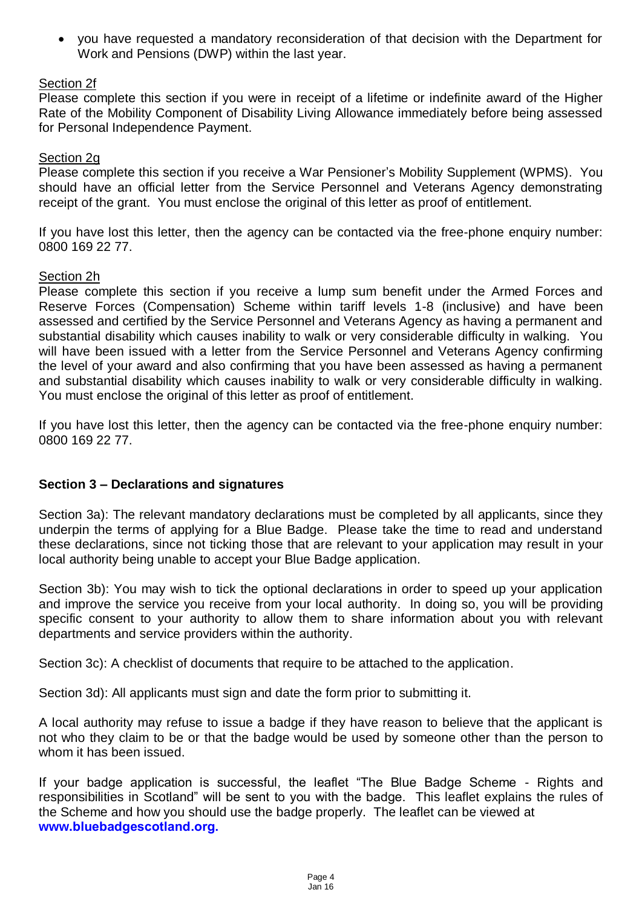- you have requested a mandatory reconsideration of that decision with the Department for Work and Pensions (DWP) within the last year.

Section 2f

Please complete this section if you were in receipt of a lifetime or indefinite award of the Higher Rate of the Mobility Component of Disability Living Allowance immediately before being assessed for Personal Independence Payment.

Section 2g

Please complete this section if you receive a War Pensioner's Mobility Supplement (WPMS). You should have an official letter from the Service Personnel and Veterans Agency demonstrating receipt of the grant. You must enclose the original of this letter as proof of entitlement.

If you have lost this letter, then the agency can be contacted via the free-phone enquiry number: 0800 169 22 77.

Section 2h

Please complete this section if you receive a lump sum benefit under the Armed Forces and Reserve Forces (Compensation) Scheme within tariff levels 1-8 (inclusive) and have been assessed and certified by the Service Personnel and Veterans Agency as having a permanent and substantial disability which causes inability to walk or very considerable difficulty in walking. You will have been issued with a letter from the Service Personnel and Veterans Agency confirming the level of your award and also confirming that you have been assessed as having a permanent and substantial disability which causes inability to walk or very considerable difficulty in walking. You must enclose the original of this letter as proof of entitlement.

If you have lost this letter, then the agency can be contacted via the free-phone enquiry number: 0800 169 22 77.

**Section 3 – Declarations and signatures**

Section 3a): The relevant mandatory declarations must be completed by all applicants, since they underpin the terms of applying for a Blue Badge. Please take the time to read and understand these declarations, since not ticking those that are relevant to your application may result in your local authority being unable to accept your Blue Badge application.

Section 3b): You may wish to tick the optional declarations in order to speed up your application and improve the service you receive from your local authority. In doing so, you will be providing specific consent to your authority to allow them to share information about you with relevant departments and service providers within the authority.

Section 3c): A checklist of documents that require to be attached to the application.

Section 3d): All applicants must sign and date the form prior to submitting it.

A local authority may refuse to issue a badge if they have reason to believe that the applicant is not who they claim to be or that the badge would be used by someone other than the person to whom it has been issued.

If your badge application is successful, the leaflet "The Blue Badge Scheme - Rights and responsibilities in Scotland" will be sent to you with the badge. This leaflet explains the rules of the Scheme and how you should use the badge properly. The leaflet can be viewed at **www.bluebadgescotland.org.**